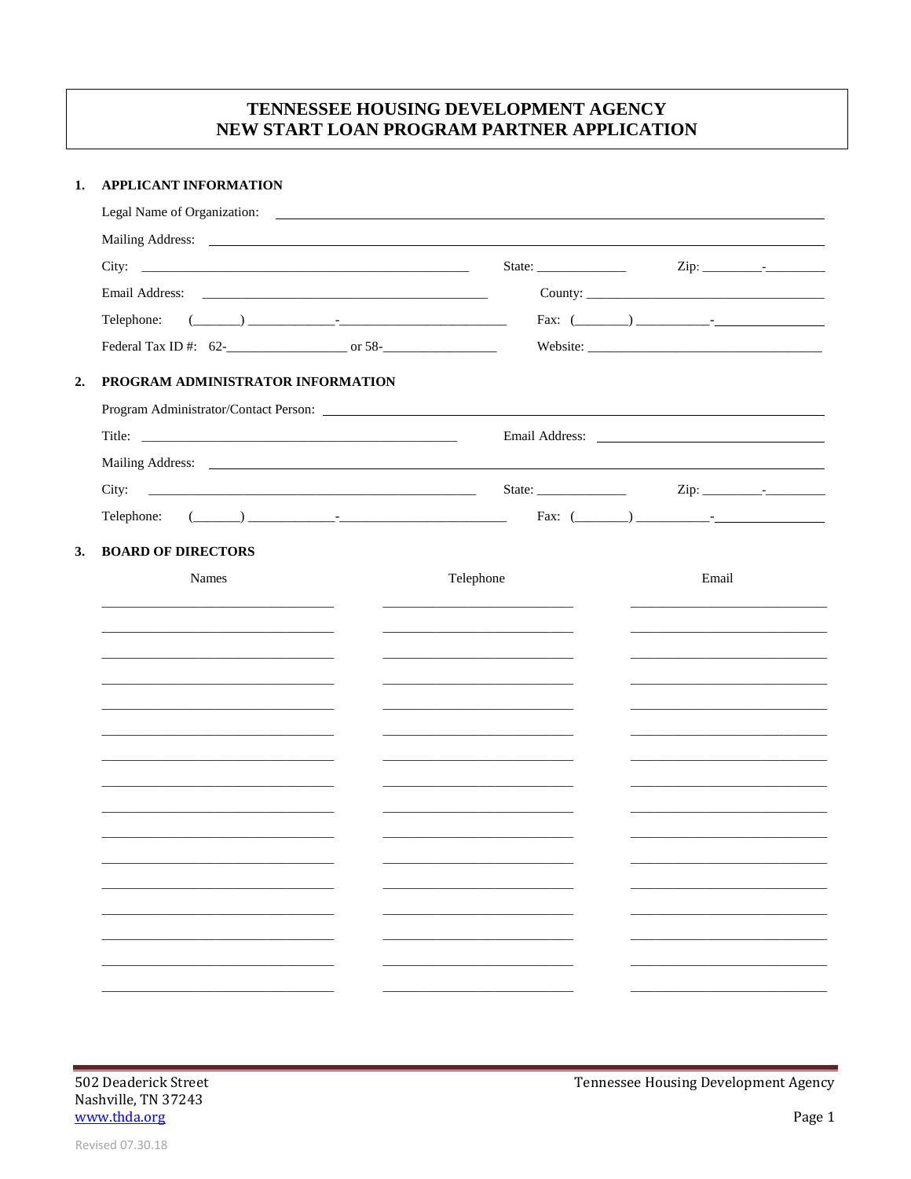# TENNESSEE HOUSING DEVELOPMENT AGENCY
# NEW START LOAN PROGRAM PARTNER APPLICATION

## 1. APPLICANT INFORMATION

Legal Name of Organization: ______________________________________________

Mailing Address: ______________________________________________

City: ______________________________ State: ____________ Zip: ________-________

Email Address: ______________________________ County: ______________________________

Telephone: (______) ____________-____________________ Fax: (_______) __________-______________

Federal Tax ID #: 62-________________ or 58-________________ Website: ______________________________

## 2. PROGRAM ADMINISTRATOR INFORMATION

Program Administrator/Contact Person: ______________________________________________

Title: ______________________________ Email Address: ______________________________

Mailing Address: ______________________________________________

City: ______________________________ State: ____________ Zip: ________-________

Telephone: (______) ____________-____________________ Fax: (_______) __________-______________

## 3. BOARD OF DIRECTORS

| Names | Telephone | Email |
|---|---|---|
| | | |
| | | |
| | | |
| | | |
| | | |
| | | |
| | | |
| | | |
| | | |
| | | |
| | | |
| | | |
| | | |
| | | |
| | | |
| | | |

502 Deaderick Street
Nashville, TN 37243
www.thda.org

Revised 07.30.18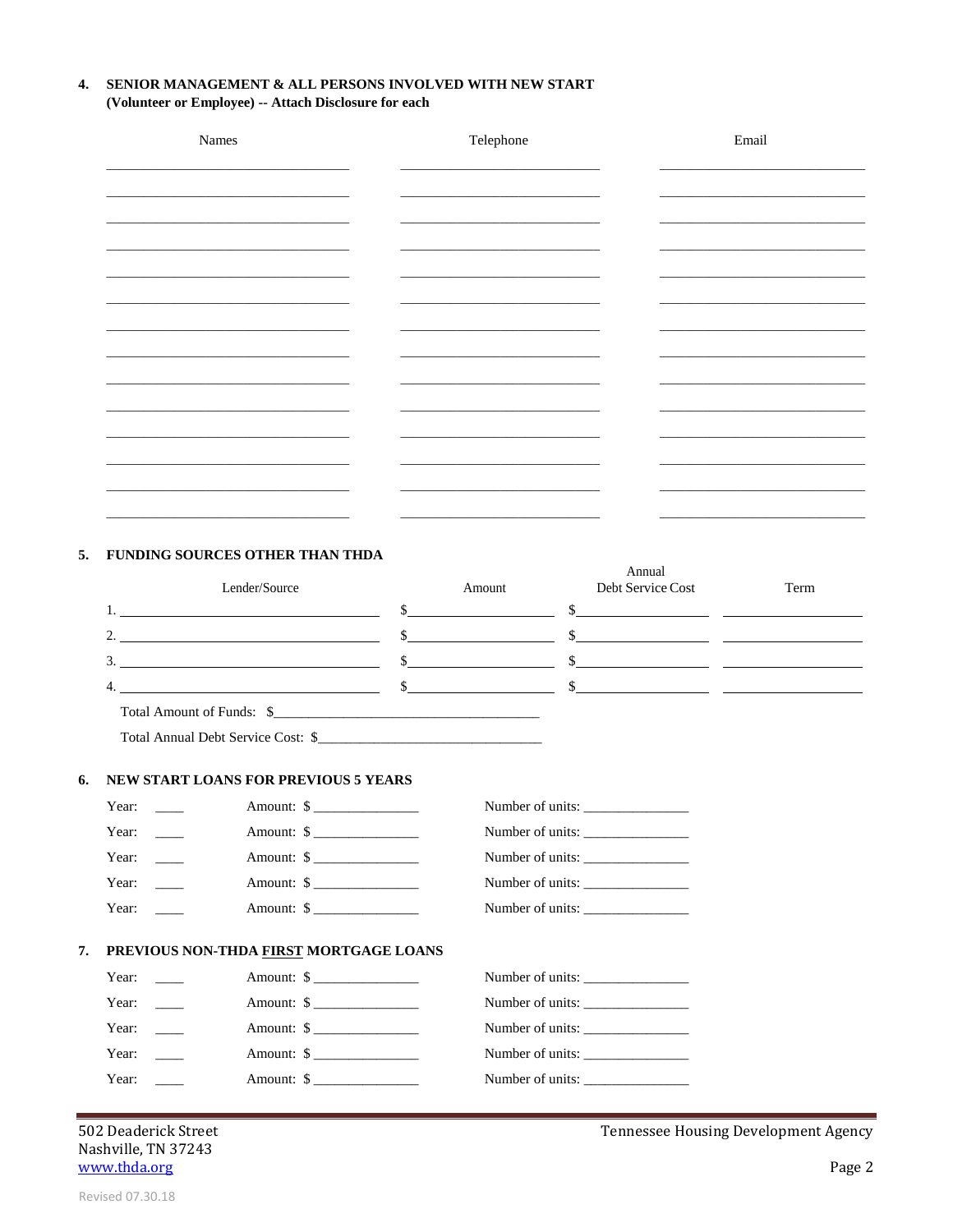**4. SENIOR MANAGEMENT & ALL PERSONS INVOLVED WITH NEW START (Volunteer or Employee) -- Attach Disclosure for each**

| Names | Telephone | Email |
|---|---|---|
| | | |
| | | |
| | | |
| | | |
| | | |
| | | |
| | | |
| | | |
| | | |
| | | |
| | | |
| | | |
| | | |
| | | |

**5. FUNDING SOURCES OTHER THAN THDA**

| | Lender/Source | Amount | Annual Debt Service Cost | Term |
|---|---|---|---|---|
| 1. | | $ | $ | |
| 2. | | $ | $ | |
| 3. | | $ | $ | |
| 4. | | $ | $ | |

Total Amount of Funds: $\_\_\_\_\_\_\_\_\_\_\_\_\_\_\_\_\_\_\_\_

Total Annual Debt Service Cost: $\_\_\_\_\_\_\_\_\_\_\_\_\_\_\_\_\_\_\_\_

**6. NEW START LOANS FOR PREVIOUS 5 YEARS**

| Year | Amount | Number of units |
|---|---|---|
| Year: \_\_\_\_ | Amount: $ \_\_\_\_\_\_\_\_\_\_ | Number of units: \_\_\_\_\_\_\_\_\_\_ |
| Year: \_\_\_\_ | Amount: $ \_\_\_\_\_\_\_\_\_\_ | Number of units: \_\_\_\_\_\_\_\_\_\_ |
| Year: \_\_\_\_ | Amount: $ \_\_\_\_\_\_\_\_\_\_ | Number of units: \_\_\_\_\_\_\_\_\_\_ |
| Year: \_\_\_\_ | Amount: $ \_\_\_\_\_\_\_\_\_\_ | Number of units: \_\_\_\_\_\_\_\_\_\_ |
| Year: \_\_\_\_ | Amount: $ \_\_\_\_\_\_\_\_\_\_ | Number of units: \_\_\_\_\_\_\_\_\_\_ |

**7. PREVIOUS NON-THDA FIRST MORTGAGE LOANS**

| Year | Amount | Number of units |
|---|---|---|
| Year: \_\_\_\_ | Amount: $ \_\_\_\_\_\_\_\_\_\_ | Number of units: \_\_\_\_\_\_\_\_\_\_ |
| Year: \_\_\_\_ | Amount: $ \_\_\_\_\_\_\_\_\_\_ | Number of units: \_\_\_\_\_\_\_\_\_\_ |
| Year: \_\_\_\_ | Amount: $ \_\_\_\_\_\_\_\_\_\_ | Number of units: \_\_\_\_\_\_\_\_\_\_ |
| Year: \_\_\_\_ | Amount: $ \_\_\_\_\_\_\_\_\_\_ | Number of units: \_\_\_\_\_\_\_\_\_\_ |
| Year: \_\_\_\_ | Amount: $ \_\_\_\_\_\_\_\_\_\_ | Number of units: \_\_\_\_\_\_\_\_\_\_ |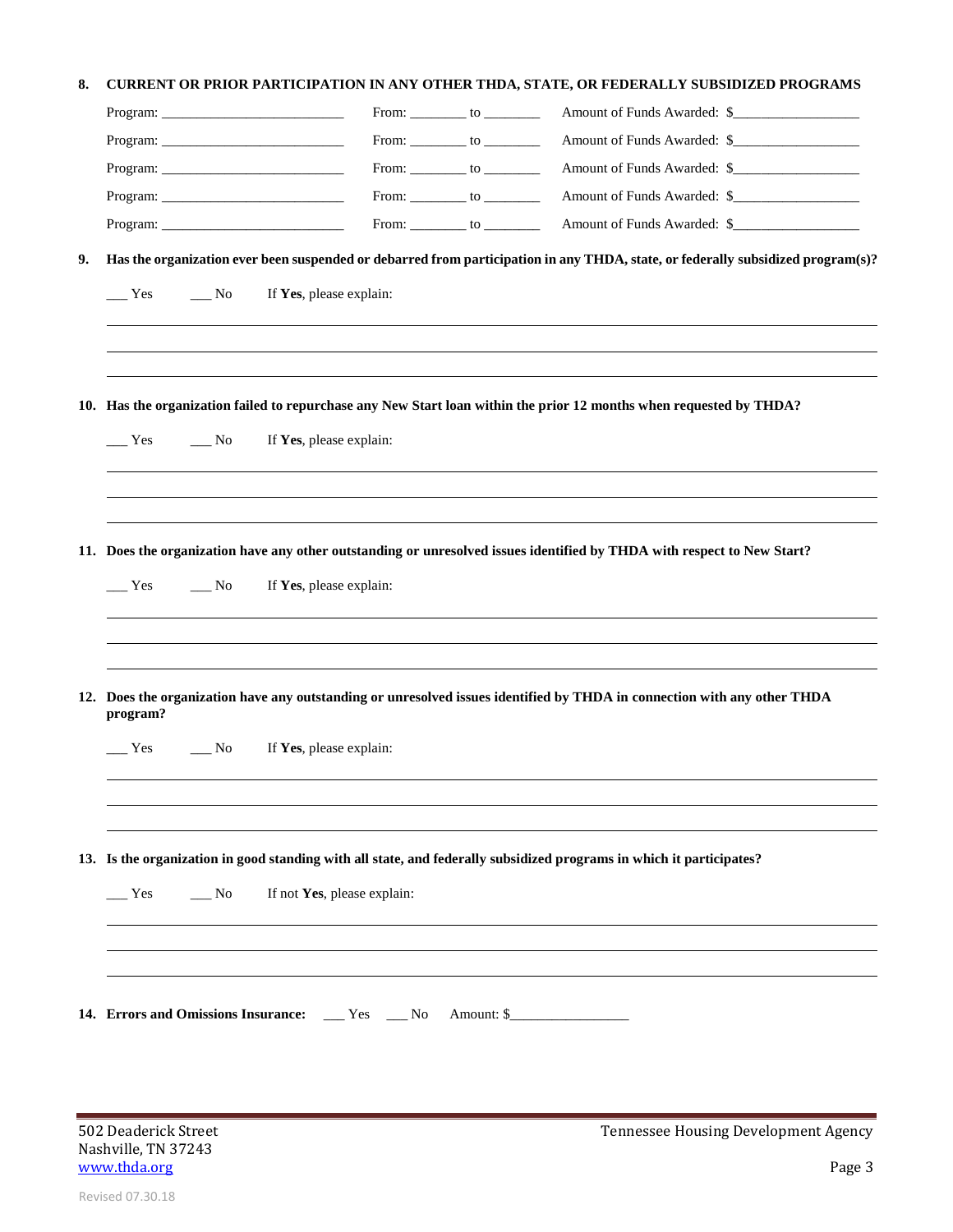**8. CURRENT OR PRIOR PARTICIPATION IN ANY OTHER THDA, STATE, OR FEDERALLY SUBSIDIZED PROGRAMS**

Program: ___________________________ From: ________ to ________ Amount of Funds Awarded: $__________________

Program: ___________________________ From: ________ to ________ Amount of Funds Awarded: $__________________

Program: ___________________________ From: ________ to ________ Amount of Funds Awarded: $__________________

Program: ___________________________ From: ________ to ________ Amount of Funds Awarded: $__________________

Program: ___________________________ From: ________ to ________ Amount of Funds Awarded: $__________________

**9. Has the organization ever been suspended or debarred from participation in any THDA, state, or federally subsidized program(s)?**

___ Yes ___ No If **Yes**, please explain:

______________________________________________________________________________

______________________________________________________________________________

______________________________________________________________________________

**10. Has the organization failed to repurchase any New Start loan within the prior 12 months when requested by THDA?**

___ Yes ___ No If **Yes**, please explain:

______________________________________________________________________________

______________________________________________________________________________

______________________________________________________________________________

**11. Does the organization have any other outstanding or unresolved issues identified by THDA with respect to New Start?**

___ Yes ___ No If **Yes**, please explain:

______________________________________________________________________________

______________________________________________________________________________

______________________________________________________________________________

**12. Does the organization have any outstanding or unresolved issues identified by THDA in connection with any other THDA program?**

___ Yes ___ No If **Yes**, please explain:

______________________________________________________________________________

______________________________________________________________________________

______________________________________________________________________________

**13. Is the organization in good standing with all state, and federally subsidized programs in which it participates?**

___ Yes ___ No If not **Yes**, please explain:

______________________________________________________________________________

______________________________________________________________________________

______________________________________________________________________________

**14. Errors and Omissions Insurance:** ___ Yes ___ No Amount: $_________________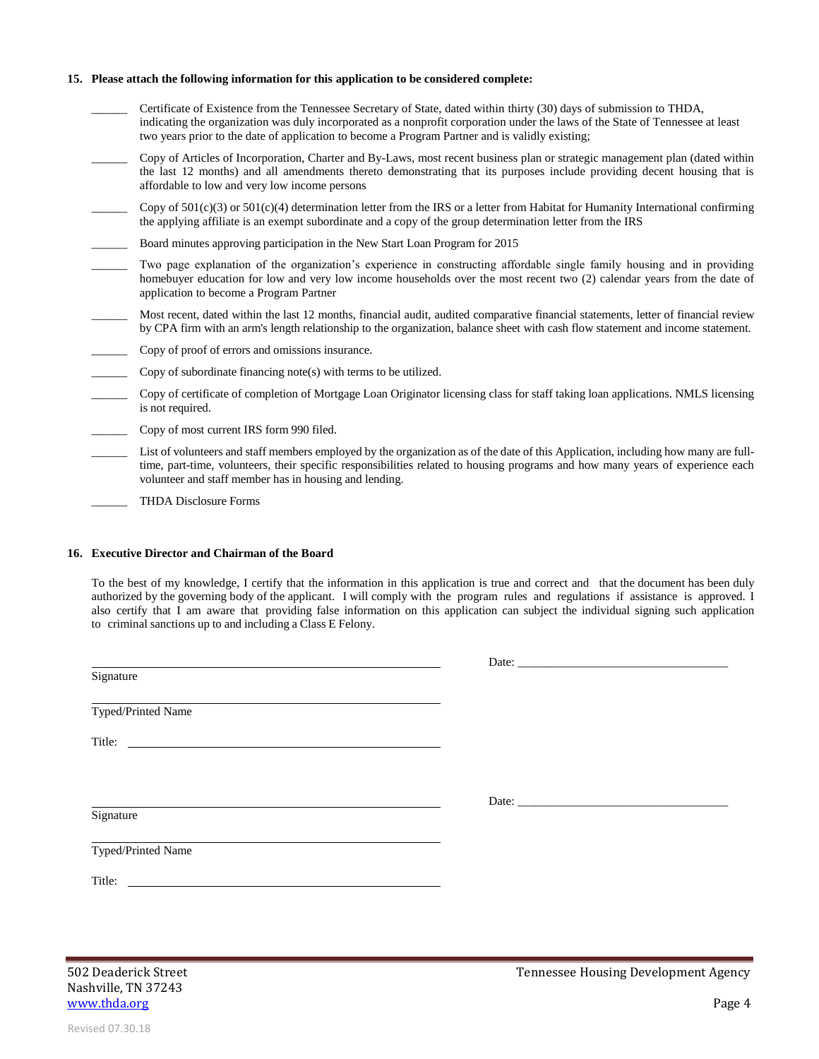**15. Please attach the following information for this application to be considered complete:**

______ Certificate of Existence from the Tennessee Secretary of State, dated within thirty (30) days of submission to THDA, indicating the organization was duly incorporated as a nonprofit corporation under the laws of the State of Tennessee at least two years prior to the date of application to become a Program Partner and is validly existing;

______ Copy of Articles of Incorporation, Charter and By-Laws, most recent business plan or strategic management plan (dated within the last 12 months) and all amendments thereto demonstrating that its purposes include providing decent housing that is affordable to low and very low income persons

______ Copy of 501(c)(3) or 501(c)(4) determination letter from the IRS or a letter from Habitat for Humanity International confirming the applying affiliate is an exempt subordinate and a copy of the group determination letter from the IRS

______ Board minutes approving participation in the New Start Loan Program for 2015

______ Two page explanation of the organization's experience in constructing affordable single family housing and in providing homebuyer education for low and very low income households over the most recent two (2) calendar years from the date of application to become a Program Partner

______ Most recent, dated within the last 12 months, financial audit, audited comparative financial statements, letter of financial review by CPA firm with an arm's length relationship to the organization, balance sheet with cash flow statement and income statement.

______ Copy of proof of errors and omissions insurance.

______ Copy of subordinate financing note(s) with terms to be utilized.

______ Copy of certificate of completion of Mortgage Loan Originator licensing class for staff taking loan applications. NMLS licensing is not required.

______ Copy of most current IRS form 990 filed.

______ List of volunteers and staff members employed by the organization as of the date of this Application, including how many are full-time, part-time, volunteers, their specific responsibilities related to housing programs and how many years of experience each volunteer and staff member has in housing and lending.

______ THDA Disclosure Forms

**16. Executive Director and Chairman of the Board**

To the best of my knowledge, I certify that the information in this application is true and correct and that the document has been duly authorized by the governing body of the applicant. I will comply with the program rules and regulations if assistance is approved. I also certify that I am aware that providing false information on this application can subject the individual signing such application to criminal sanctions up to and including a Class E Felony.

______________________________ Date: ______________________________
Signature

______________________________
Typed/Printed Name

Title: ______________________________

______________________________ Date: ______________________________
Signature

______________________________
Typed/Printed Name

Title: ______________________________

502 Deaderick Street
Nashville, TN 37243
www.thda.org

Tennessee Housing Development Agency

Revised 07.30.18